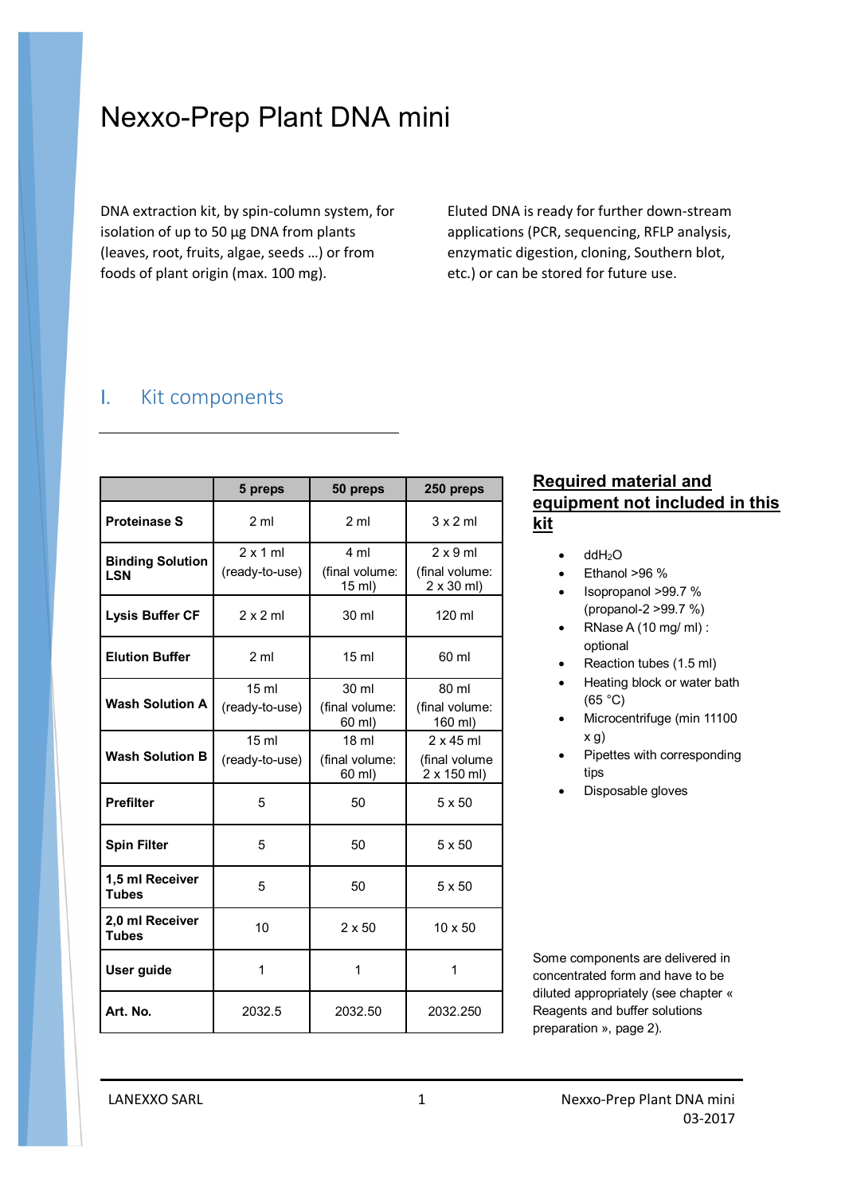# Nexxo-Prep Plant DNA mini

DNA extraction kit, by spin-column system, for isolation of up to 50 µg DNA from plants (leaves, root, fruits, algae, seeds …) or from foods of plant origin (max. 100 mg).

Eluted DNA is ready for further down-stream applications (PCR, sequencing, RFLP analysis, enzymatic digestion, cloning, Southern blot, etc.) or can be stored for future use.

## I. Kit components

| | 5 preps | 50 preps | 250 preps |
|---|---|---|---|
| **Proteinase S** | 2 ml | 2 ml | 3 x 2 ml |
| **Binding Solution LSN** | 2 x 1 ml (ready-to-use) | 4 ml (final volume: 15 ml) | 2 x 9 ml (final volume: 2 x 30 ml) |
| **Lysis Buffer CF** | 2 x 2 ml | 30 ml | 120 ml |
| **Elution Buffer** | 2 ml | 15 ml | 60 ml |
| **Wash Solution A** | 15 ml (ready-to-use) | 30 ml (final volume: 60 ml) | 80 ml (final volume: 160 ml) |
| **Wash Solution B** | 15 ml (ready-to-use) | 18 ml (final volume: 60 ml) | 2 x 45 ml (final volume 2 x 150 ml) |
| **Prefilter** | 5 | 50 | 5 x 50 |
| **Spin Filter** | 5 | 50 | 5 x 50 |
| **1,5 ml Receiver Tubes** | 5 | 50 | 5 x 50 |
| **2,0 ml Receiver Tubes** | 10 | 2 x 50 | 10 x 50 |
| **User guide** | 1 | 1 | 1 |
| **Art. No.** | 2032.5 | 2032.50 | 2032.250 |

### Required material and equipment not included in this kit

- $ddH_2O$
- Ethanol >96 %
- Isopropanol >99.7 % (propanol-2 >99.7 %)
- RNase A (10 mg/ ml) : optional
- Reaction tubes (1.5 ml)
- Heating block or water bath (65 °C)
- Microcentrifuge (min 11100 x g)
- Pipettes with corresponding tips
- Disposable gloves

Some components are delivered in concentrated form and have to be diluted appropriately (see chapter « Reagents and buffer solutions preparation », page 2).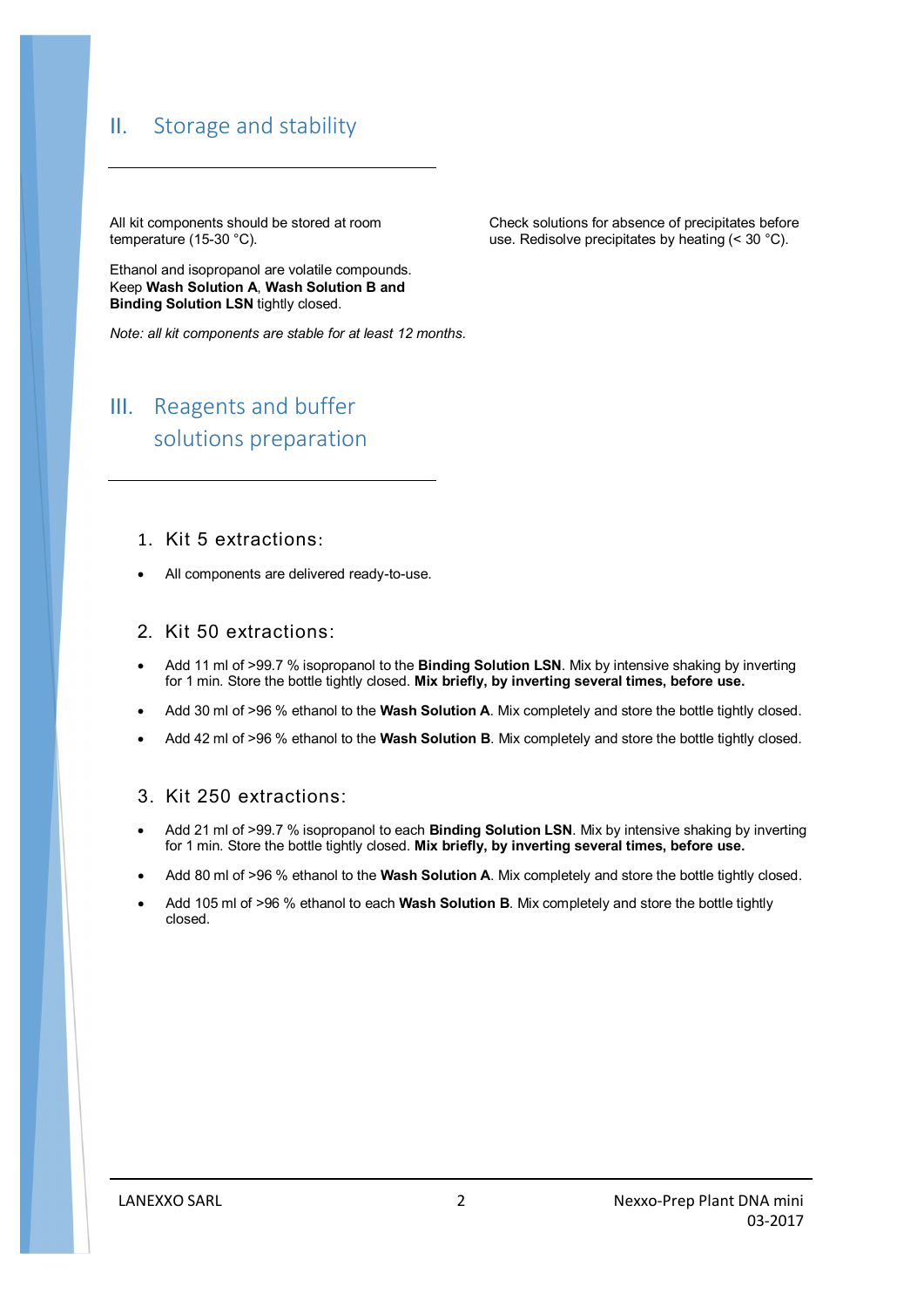## II. Storage and stability

All kit components should be stored at room temperature (15-30 °C).

Ethanol and isopropanol are volatile compounds. Keep **Wash Solution A**, **Wash Solution B and Binding Solution LSN** tightly closed.

*Note: all kit components are stable for at least 12 months.*

Check solutions for absence of precipitates before use. Redisolve precipitates by heating (< 30 °C).

## III. Reagents and buffer solutions preparation

### 1. Kit 5 extractions:

- All components are delivered ready-to-use.

### 2. Kit 50 extractions:

- Add 11 ml of >99.7 % isopropanol to the **Binding Solution LSN**. Mix by intensive shaking by inverting for 1 min. Store the bottle tightly closed. **Mix briefly, by inverting several times, before use.**
- Add 30 ml of >96 % ethanol to the **Wash Solution A**. Mix completely and store the bottle tightly closed.
- Add 42 ml of >96 % ethanol to the **Wash Solution B**. Mix completely and store the bottle tightly closed.

### 3. Kit 250 extractions:

- Add 21 ml of >99.7 % isopropanol to each **Binding Solution LSN**. Mix by intensive shaking by inverting for 1 min. Store the bottle tightly closed. **Mix briefly, by inverting several times, before use.**
- Add 80 ml of >96 % ethanol to the **Wash Solution A**. Mix completely and store the bottle tightly closed.
- Add 105 ml of >96 % ethanol to each **Wash Solution B**. Mix completely and store the bottle tightly closed.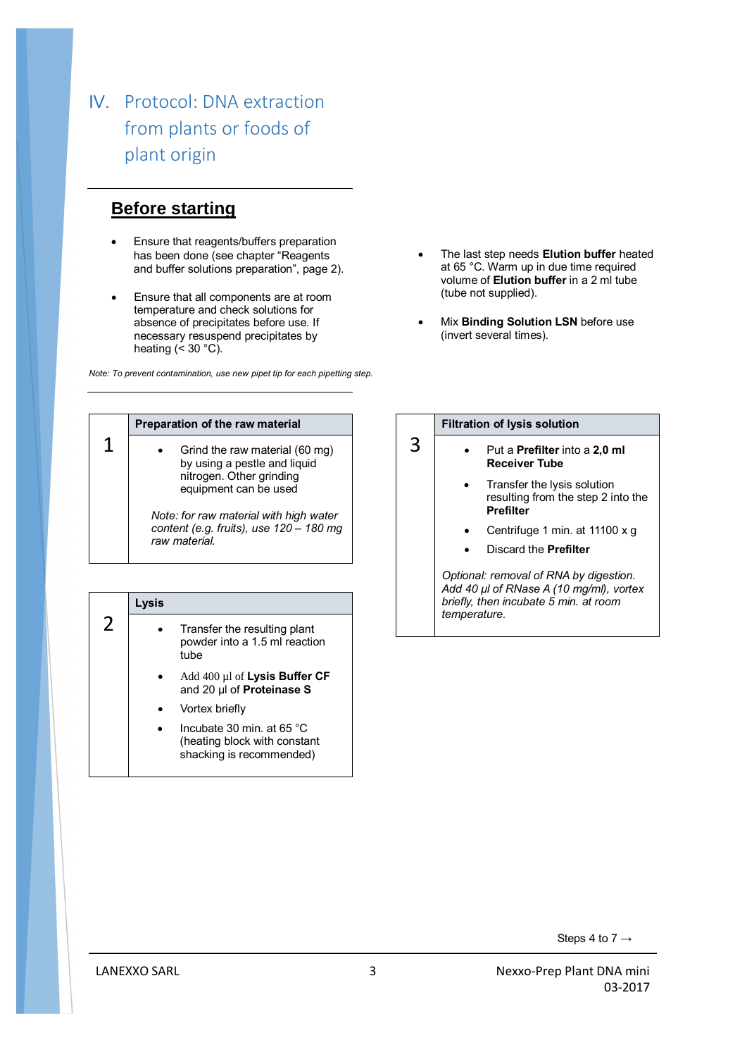# IV. Protocol: DNA extraction from plants or foods of plant origin

## Before starting

- Ensure that reagents/buffers preparation has been done (see chapter "Reagents and buffer solutions preparation", page 2).
- Ensure that all components are at room temperature and check solutions for absence of precipitates before use. If necessary resuspend precipitates by heating (< 30 °C).
- The last step needs **Elution buffer** heated at 65 °C. Warm up in due time required volume of **Elution buffer** in a 2 ml tube (tube not supplied).
- Mix **Binding Solution LSN** before use (invert several times).

*Note: To prevent contamination, use new pipet tip for each pipetting step.*

| 1 | **Preparation of the raw material** |
|---|---|
| | • Grind the raw material (60 mg) by using a pestle and liquid nitrogen. Other grinding equipment can be used<br><br>*Note: for raw material with high water content (e.g. fruits), use 120 – 180 mg raw material.* |

| 2 | **Lysis** |
|---|---|
| | • Transfer the resulting plant powder into a 1.5 ml reaction tube<br>• Add 400 µl of **Lysis Buffer CF** and 20 µl of **Proteinase S**<br>• Vortex briefly<br>• Incubate 30 min. at 65 °C (heating block with constant shacking is recommended) |

| 3 | **Filtration of lysis solution** |
|---|---|
| | • Put a **Prefilter** into a **2,0 ml Receiver Tube**<br>• Transfer the lysis solution resulting from the step 2 into the **Prefilter**<br>• Centrifuge 1 min. at 11100 x g<br>• Discard the **Prefilter**<br><br>*Optional: removal of RNA by digestion. Add 40 µl of RNase A (10 mg/ml), vortex briefly, then incubate 5 min. at room temperature.* |

Steps 4 to 7 →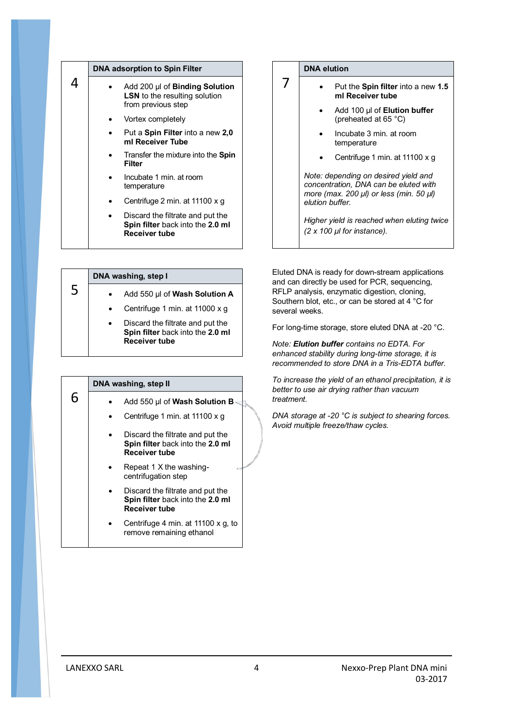| 4 | DNA adsorption to Spin Filter |
|---|---|
| | • Add 200 µl of **Binding Solution LSN** to the resulting solution from previous step<br>• Vortex completely<br>• Put a **Spin Filter** into a new **2,0 ml Receiver Tube**<br>• Transfer the mixture into the **Spin Filter**<br>• Incubate 1 min. at room temperature<br>• Centrifuge 2 min. at 11100 x g<br>• Discard the filtrate and put the **Spin filter** back into the **2.0 ml Receiver tube** |

| 5 | DNA washing, step I |
|---|---|
| | • Add 550 µl of **Wash Solution A**<br>• Centrifuge 1 min. at 11000 x g<br>• Discard the filtrate and put the **Spin filter** back into the **2.0 ml Receiver tube** |

| 6 | DNA washing, step II |
|---|---|
| | • Add 550 µl of **Wash Solution B**<br>• Centrifuge 1 min. at 11100 x g<br>• Discard the filtrate and put the **Spin filter** back into the **2.0 ml Receiver tube**<br>• Repeat 1 X the washing-centrifugation step<br>• Discard the filtrate and put the **Spin filter** back into the **2.0 ml Receiver tube**<br>• Centrifuge 4 min. at 11100 x g, to remove remaining ethanol |

| 7 | DNA elution |
|---|---|
| | • Put the **Spin filter** into a new **1.5 ml Receiver tube**<br>• Add 100 µl of **Elution buffer** (preheated at 65 °C)<br>• Incubate 3 min. at room temperature<br>• Centrifuge 1 min. at 11100 x g<br><br>*Note: depending on desired yield and concentration, DNA can be eluted with more (max. 200 µl) or less (min. 50 µl) elution buffer.*<br><br>*Higher yield is reached when eluting twice (2 x 100 µl for instance).* |

Eluted DNA is ready for down-stream applications and can directly be used for PCR, sequencing, RFLP analysis, enzymatic digestion, cloning, Southern blot, etc., or can be stored at 4 °C for several weeks.

For long-time storage, store eluted DNA at -20 °C.

*Note: **Elution buffer** contains no EDTA. For enhanced stability during long-time storage, it is recommended to store DNA in a Tris-EDTA buffer.*

*To increase the yield of an ethanol precipitation, it is better to use air drying rather than vacuum treatment.*

*DNA storage at -20 °C is subject to shearing forces. Avoid multiple freeze/thaw cycles.*